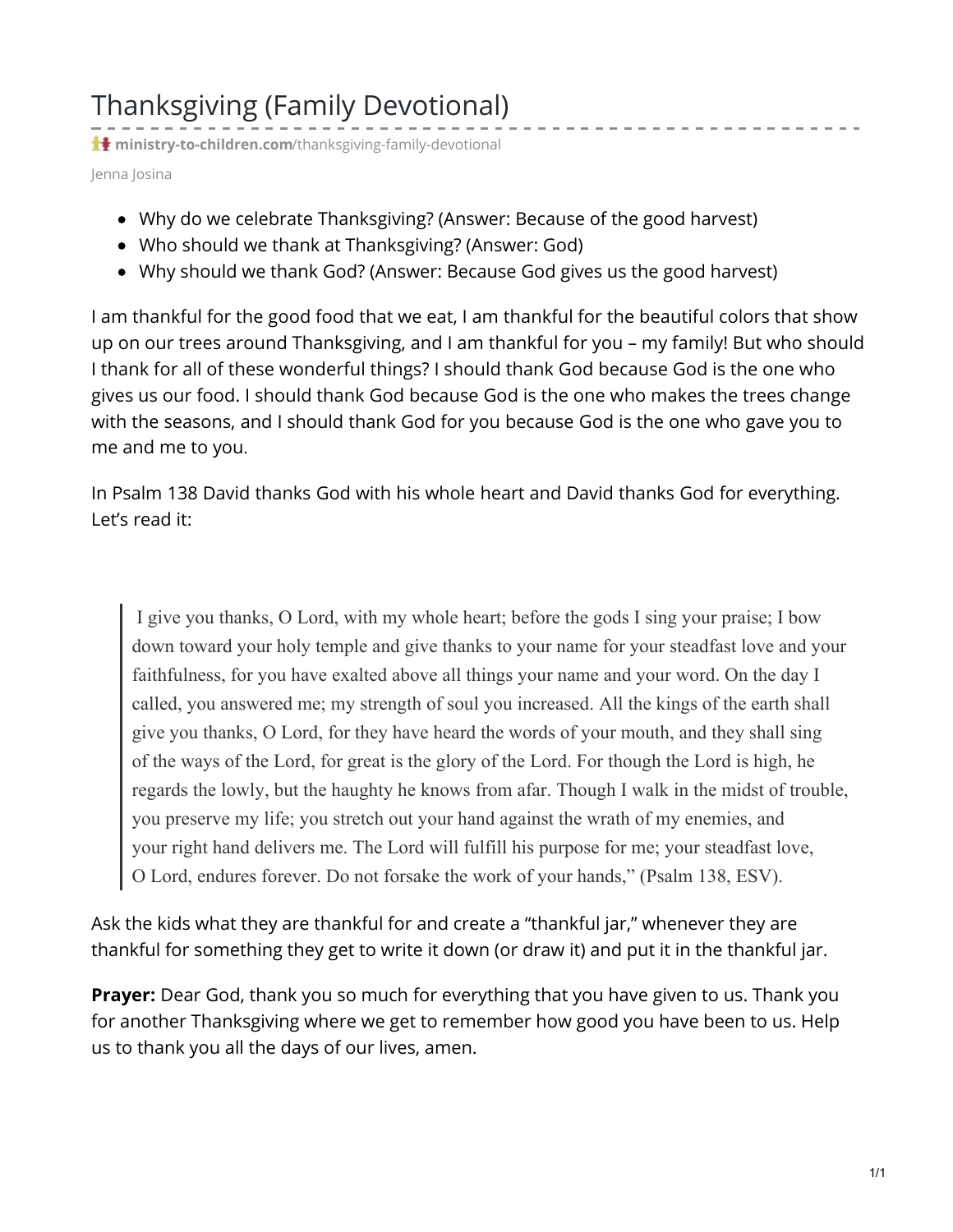# Thanksgiving (Family Devotional)

**ministry-to-children.com**/thanksgiving-family-devotional

Jenna Josina

- Why do we celebrate Thanksgiving? (Answer: Because of the good harvest)
- Who should we thank at Thanksgiving? (Answer: God)
- Why should we thank God? (Answer: Because God gives us the good harvest)

I am thankful for the good food that we eat, I am thankful for the beautiful colors that show up on our trees around Thanksgiving, and I am thankful for you – my family! But who should I thank for all of these wonderful things? I should thank God because God is the one who gives us our food. I should thank God because God is the one who makes the trees change with the seasons, and I should thank God for you because God is the one who gave you to me and me to you.

In Psalm 138 David thanks God with his whole heart and David thanks God for everything. Let's read it:

> I give you thanks, O Lord, with my whole heart; before the gods I sing your praise; I bow down toward your holy temple and give thanks to your name for your steadfast love and your faithfulness, for you have exalted above all things your name and your word. On the day I called, you answered me; my strength of soul you increased. All the kings of the earth shall give you thanks, O Lord, for they have heard the words of your mouth, and they shall sing of the ways of the Lord, for great is the glory of the Lord. For though the Lord is high, he regards the lowly, but the haughty he knows from afar. Though I walk in the midst of trouble, you preserve my life; you stretch out your hand against the wrath of my enemies, and your right hand delivers me. The Lord will fulfill his purpose for me; your steadfast love, O Lord, endures forever. Do not forsake the work of your hands," (Psalm 138, ESV).

Ask the kids what they are thankful for and create a "thankful jar," whenever they are thankful for something they get to write it down (or draw it) and put it in the thankful jar.

**Prayer:** Dear God, thank you so much for everything that you have given to us. Thank you for another Thanksgiving where we get to remember how good you have been to us. Help us to thank you all the days of our lives, amen.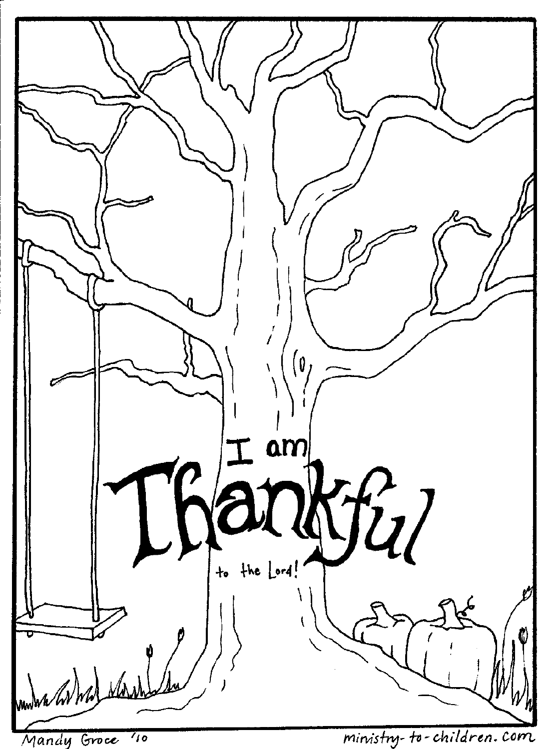I am

Thankful

to the Lord!

Mandy Groce '10

ministry-to-children.com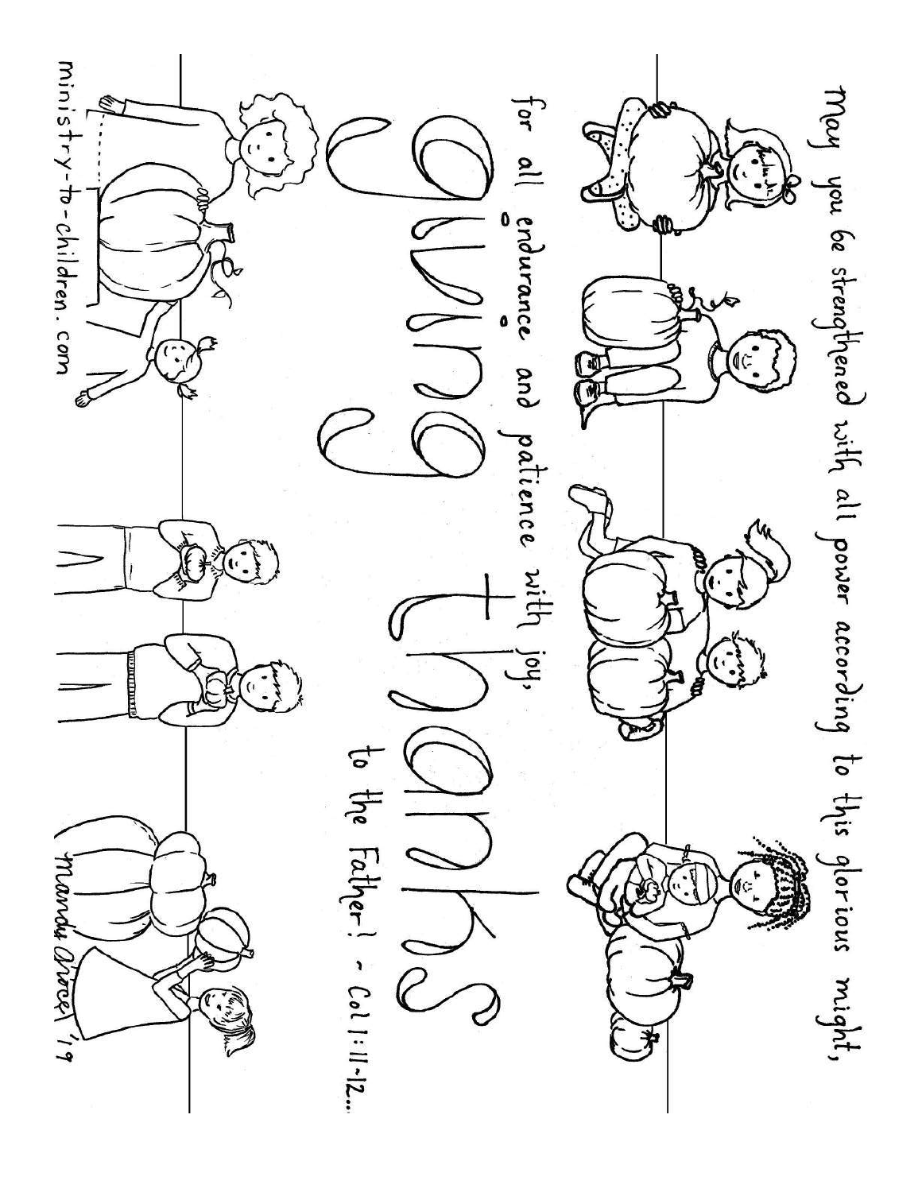May you be strengthened with all power according to this glorious might,

for all endurance and patience with joy,

# giving thanks

to the Father! - Col 1:11-12...

ministry-to-children.com

Mandy Groce '19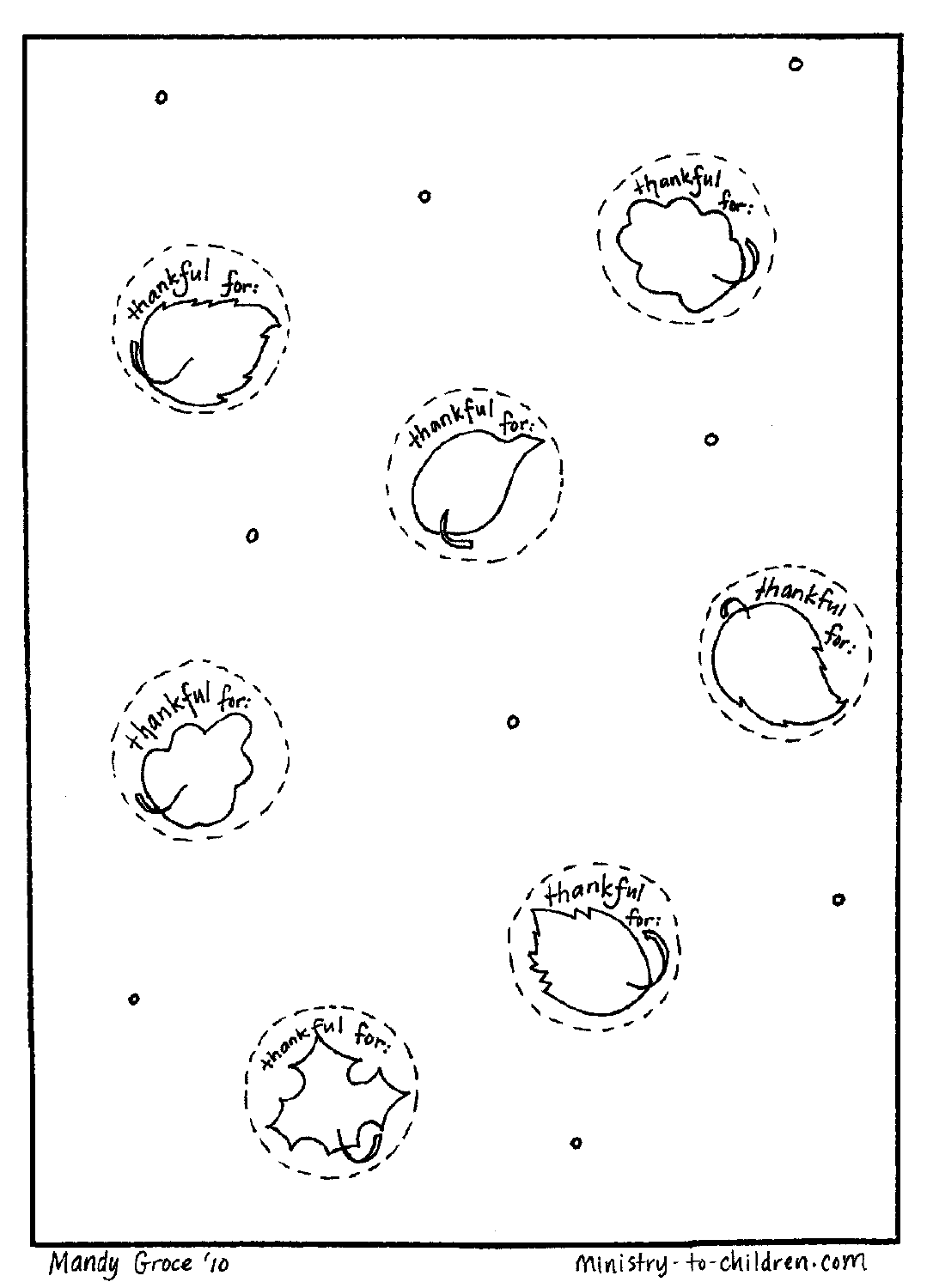thankful for:

thankful for:

thankful for:

thankful for:

thankful for:

thankful for:

thankful for:

Mandy Groce '10

ministry-to-children.com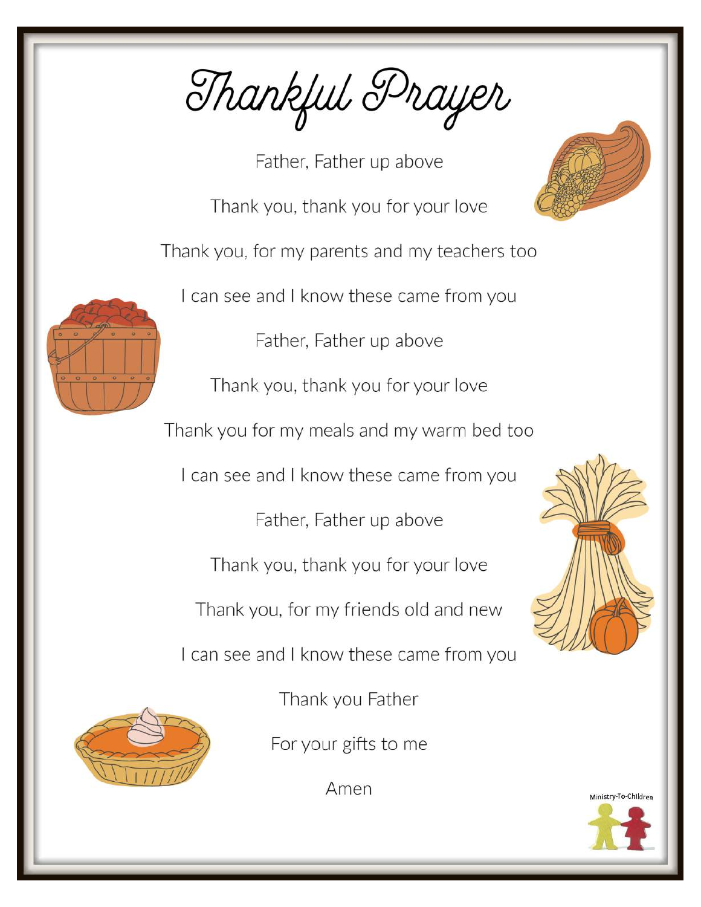# Thankful Prayer

Father, Father up above

Thank you, thank you for your love

Thank you, for my parents and my teachers too

I can see and I know these came from you

Father, Father up above

Thank you, thank you for your love

Thank you for my meals and my warm bed too

I can see and I know these came from you

Father, Father up above

Thank you, thank you for your love

Thank you, for my friends old and new

I can see and I know these came from you

Thank you Father

For your gifts to me

Amen

Ministry-To-Children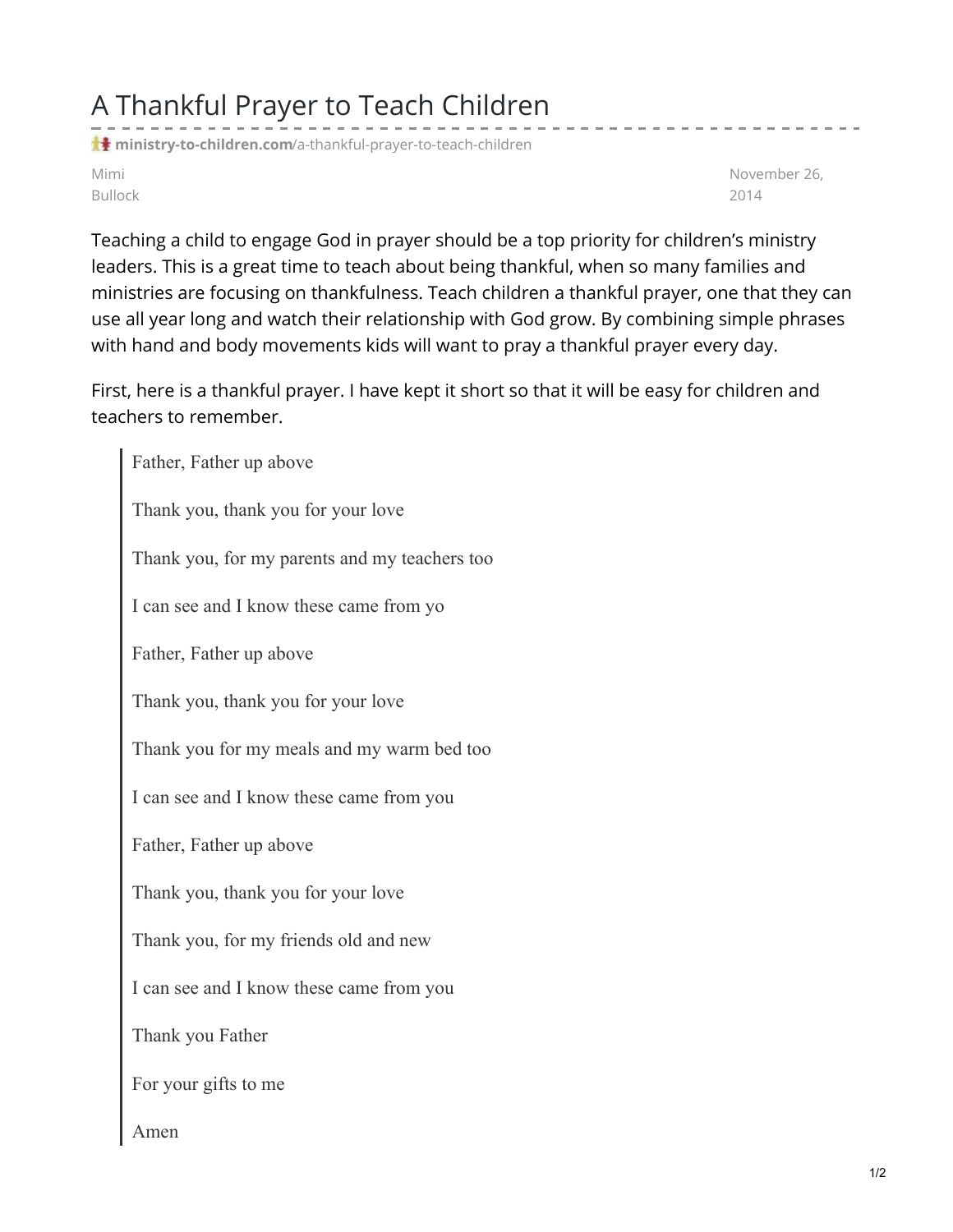# A Thankful Prayer to Teach Children

ministry-to-children.com/a-thankful-prayer-to-teach-children

Mimi Bullock

November 26, 2014

Teaching a child to engage God in prayer should be a top priority for children's ministry leaders. This is a great time to teach about being thankful, when so many families and ministries are focusing on thankfulness. Teach children a thankful prayer, one that they can use all year long and watch their relationship with God grow. By combining simple phrases with hand and body movements kids will want to pray a thankful prayer every day.

First, here is a thankful prayer. I have kept it short so that it will be easy for children and teachers to remember.

> Father, Father up above
>
> Thank you, thank you for your love
>
> Thank you, for my parents and my teachers too
>
> I can see and I know these came from yo
>
> Father, Father up above
>
> Thank you, thank you for your love
>
> Thank you for my meals and my warm bed too
>
> I can see and I know these came from you
>
> Father, Father up above
>
> Thank you, thank you for your love
>
> Thank you, for my friends old and new
>
> I can see and I know these came from you
>
> Thank you Father
>
> For your gifts to me
>
> Amen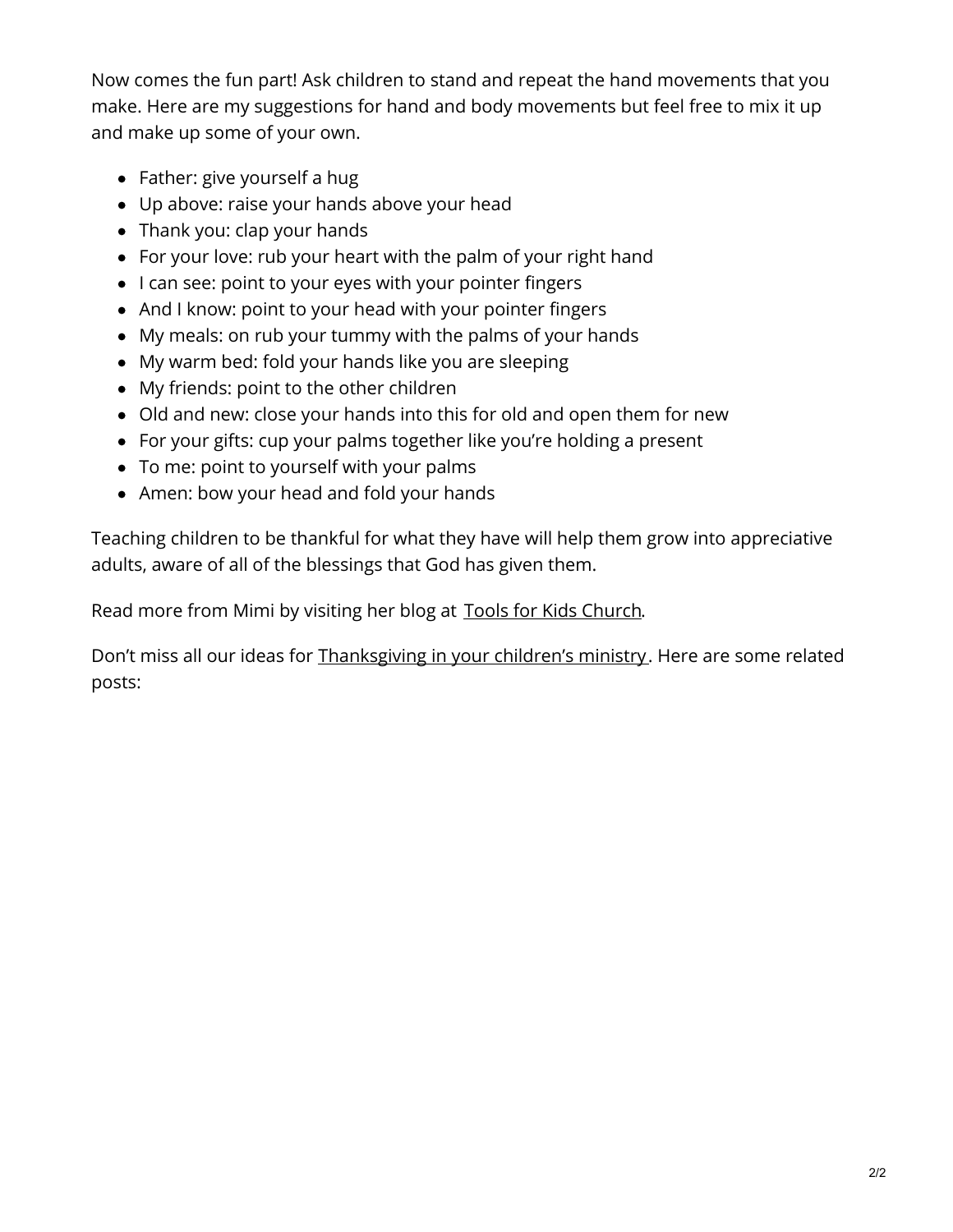Now comes the fun part! Ask children to stand and repeat the hand movements that you make. Here are my suggestions for hand and body movements but feel free to mix it up and make up some of your own.

- Father: give yourself a hug
- Up above: raise your hands above your head
- Thank you: clap your hands
- For your love: rub your heart with the palm of your right hand
- I can see: point to your eyes with your pointer fingers
- And I know: point to your head with your pointer fingers
- My meals: on rub your tummy with the palms of your hands
- My warm bed: fold your hands like you are sleeping
- My friends: point to the other children
- Old and new: close your hands into this for old and open them for new
- For your gifts: cup your palms together like you're holding a present
- To me: point to yourself with your palms
- Amen: bow your head and fold your hands

Teaching children to be thankful for what they have will help them grow into appreciative adults, aware of all of the blessings that God has given them.

Read more from Mimi by visiting her blog at Tools for Kids Church.

Don't miss all our ideas for Thanksgiving in your children's ministry. Here are some related posts: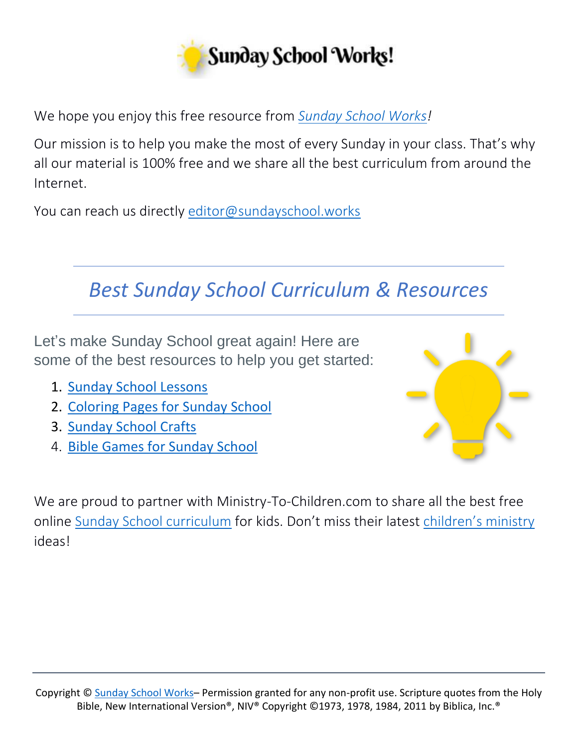We hope you enjoy this free resource from *Sunday School Works!*

Our mission is to help you make the most of every Sunday in your class. That's why all our material is 100% free and we share all the best curriculum from around the Internet.

You can reach us directly editor@sundayschool.works

## *Best Sunday School Curriculum & Resources*

Let's make Sunday School great again! Here are some of the best resources to help you get started:

1. Sunday School Lessons
2. Coloring Pages for Sunday School
3. Sunday School Crafts
4. Bible Games for Sunday School

We are proud to partner with Ministry-To-Children.com to share all the best free online Sunday School curriculum for kids. Don't miss their latest children's ministry ideas!

Copyright © Sunday School Works– Permission granted for any non-profit use. Scripture quotes from the Holy Bible, New International Version®, NIV® Copyright ©1973, 1978, 1984, 2011 by Biblica, Inc.®